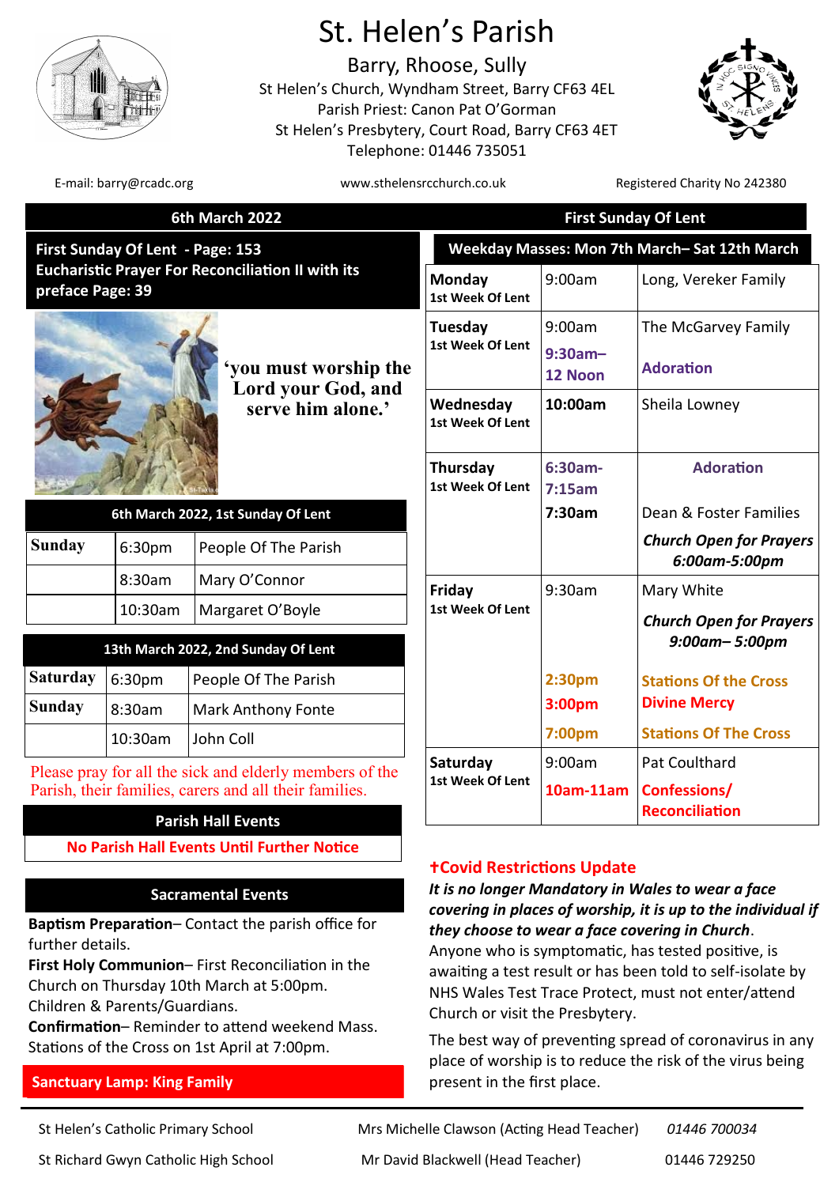# St. Helen's Parish

Barry, Rhoose, Sully

St Helen's Church, Wyndham Street, Barry CF63 4EL
Parish Priest: Canon Pat O'Gorman
St Helen's Presbytery, Court Road, Barry CF63 4ET
Telephone: 01446 735051

E-mail: barry@rcadc.org | www.sthelensrcchurch.co.uk | Registered Charity No 242380

## 6th March 2022 — First Sunday Of Lent

**First Sunday Of Lent - Page: 153**
**Eucharistic Prayer For Reconciliation II with its preface Page: 39**

'you must worship the Lord your God, and serve him alone.'

| 6th March 2022, 1st Sunday Of Lent | | |
|---|---|---|
| **Sunday** | 6:30pm | People Of The Parish |
| | 8:30am | Mary O'Connor |
| | 10:30am | Margaret O'Boyle |

| 13th March 2022, 2nd Sunday Of Lent | | |
|---|---|---|
| **Saturday** | 6:30pm | People Of The Parish |
| **Sunday** | 8:30am | Mark Anthony Fonte |
| | 10:30am | John Coll |

Please pray for all the sick and elderly members of the Parish, their families, carers and all their families.

### Parish Hall Events

**No Parish Hall Events Until Further Notice**

### Sacramental Events

**Baptism Preparation**– Contact the parish office for further details.

**First Holy Communion**– First Reconciliation in the Church on Thursday 10th March at 5:00pm. Children & Parents/Guardians.

**Confirmation**– Reminder to attend weekend Mass. Stations of the Cross on 1st April at 7:00pm.

**Sanctuary Lamp: King Family**

### Weekday Masses: Mon 7th March– Sat 12th March

| Day | Time | Intention |
|---|---|---|
| **Monday** 1st Week Of Lent | 9:00am | Long, Vereker Family |
| **Tuesday** 1st Week Of Lent | 9:00am | The McGarvey Family |
| | 9:30am– 12 Noon | Adoration |
| **Wednesday** 1st Week Of Lent | **10:00am** | Sheila Lowney |
| **Thursday** 1st Week Of Lent | 6:30am- 7:15am | Adoration |
| | **7:30am** | Dean & Foster Families |
| | | ***Church Open for Prayers 6:00am-5:00pm*** |
| **Friday** 1st Week Of Lent | 9:30am | Mary White |
| | | ***Church Open for Prayers 9:00am– 5:00pm*** |
| | 2:30pm | Stations Of the Cross |
| | 3:00pm | Divine Mercy |
| | 7:00pm | Stations Of The Cross |
| **Saturday** 1st Week Of Lent | 9:00am | Pat Coulthard |
| | 10am-11am | Confessions/ Reconciliation |

### ✝Covid Restrictions Update

***It is no longer Mandatory in Wales to wear a face covering in places of worship, it is up to the individual if they choose to wear a face covering in Church***.

Anyone who is symptomatic, has tested positive, is awaiting a test result or has been told to self-isolate by NHS Wales Test Trace Protect, must not enter/attend Church or visit the Presbytery.

The best way of preventing spread of coronavirus in any place of worship is to reduce the risk of the virus being present in the first place.

| | | |
|---|---|---|
| St Helen's Catholic Primary School | Mrs Michelle Clawson (Acting Head Teacher) | *01446 700034* |
| St Richard Gwyn Catholic High School | Mr David Blackwell (Head Teacher) | 01446 729250 |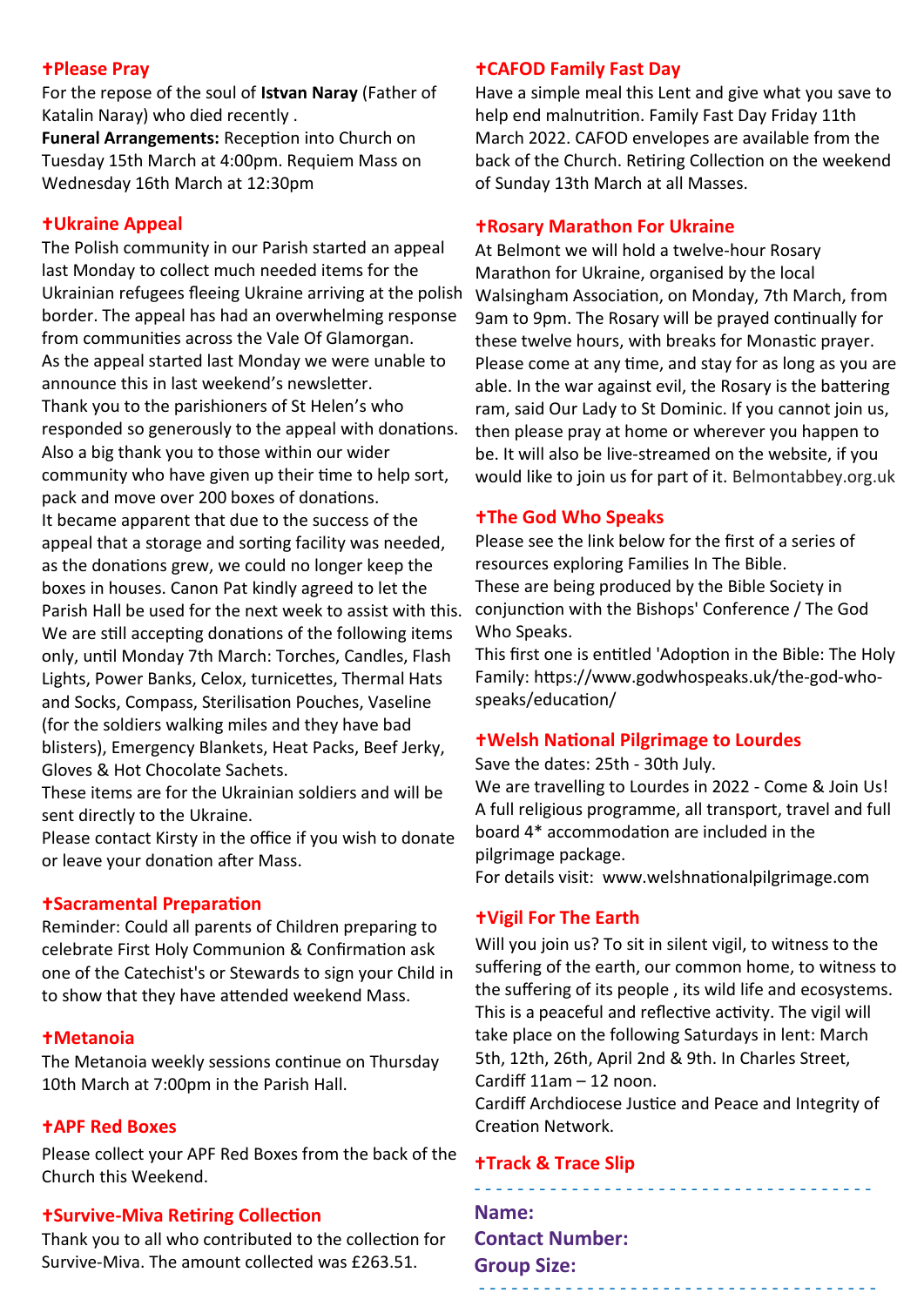## ✝Please Pray

For the repose of the soul of **Istvan Naray** (Father of Katalin Naray) who died recently .

**Funeral Arrangements:** Reception into Church on Tuesday 15th March at 4:00pm. Requiem Mass on Wednesday 16th March at 12:30pm

## ✝Ukraine Appeal

The Polish community in our Parish started an appeal last Monday to collect much needed items for the Ukrainian refugees fleeing Ukraine arriving at the polish border. The appeal has had an overwhelming response from communities across the Vale Of Glamorgan.
As the appeal started last Monday we were unable to announce this in last weekend's newsletter.
Thank you to the parishioners of St Helen's who responded so generously to the appeal with donations. Also a big thank you to those within our wider community who have given up their time to help sort, pack and move over 200 boxes of donations.
It became apparent that due to the success of the appeal that a storage and sorting facility was needed, as the donations grew, we could no longer keep the boxes in houses. Canon Pat kindly agreed to let the Parish Hall be used for the next week to assist with this.
We are still accepting donations of the following items only, until Monday 7th March: Torches, Candles, Flash Lights, Power Banks, Celox, turnicettes, Thermal Hats and Socks, Compass, Sterilisation Pouches, Vaseline (for the soldiers walking miles and they have bad blisters), Emergency Blankets, Heat Packs, Beef Jerky, Gloves & Hot Chocolate Sachets.
These items are for the Ukrainian soldiers and will be sent directly to the Ukraine.
Please contact Kirsty in the office if you wish to donate or leave your donation after Mass.

## ✝Sacramental Preparation

Reminder: Could all parents of Children preparing to celebrate First Holy Communion & Confirmation ask one of the Catechist's or Stewards to sign your Child in to show that they have attended weekend Mass.

## ✝Metanoia

The Metanoia weekly sessions continue on Thursday 10th March at 7:00pm in the Parish Hall.

## ✝APF Red Boxes

Please collect your APF Red Boxes from the back of the Church this Weekend.

## ✝Survive-Miva Retiring Collection

Thank you to all who contributed to the collection for Survive-Miva. The amount collected was £263.51.

## ✝CAFOD Family Fast Day

Have a simple meal this Lent and give what you save to help end malnutrition. Family Fast Day Friday 11th March 2022. CAFOD envelopes are available from the back of the Church. Retiring Collection on the weekend of Sunday 13th March at all Masses.

## ✝Rosary Marathon For Ukraine

At Belmont we will hold a twelve-hour Rosary Marathon for Ukraine, organised by the local Walsingham Association, on Monday, 7th March, from 9am to 9pm. The Rosary will be prayed continually for these twelve hours, with breaks for Monastic prayer. Please come at any time, and stay for as long as you are able. In the war against evil, the Rosary is the battering ram, said Our Lady to St Dominic. If you cannot join us, then please pray at home or wherever you happen to be. It will also be live-streamed on the website, if you would like to join us for part of it. Belmontabbey.org.uk

## ✝The God Who Speaks

Please see the link below for the first of a series of resources exploring Families In The Bible.
These are being produced by the Bible Society in conjunction with the Bishops' Conference / The God Who Speaks.
This first one is entitled 'Adoption in the Bible: The Holy Family: https://www.godwhospeaks.uk/the-god-who-speaks/education/

## ✝Welsh National Pilgrimage to Lourdes

Save the dates: 25th - 30th July.
We are travelling to Lourdes in 2022 - Come & Join Us!
A full religious programme, all transport, travel and full board 4* accommodation are included in the pilgrimage package.
For details visit: www.welshnationalpilgrimage.com

## ✝Vigil For The Earth

Will you join us? To sit in silent vigil, to witness to the suffering of the earth, our common home, to witness to the suffering of its people , its wild life and ecosystems. This is a peaceful and reflective activity. The vigil will take place on the following Saturdays in lent: March 5th, 12th, 26th, April 2nd & 9th. In Charles Street, Cardiff 11am – 12 noon.
Cardiff Archdiocese Justice and Peace and Integrity of Creation Network.

## ✝Track & Trace Slip

**Name:**

**Contact Number:**

**Group Size:**